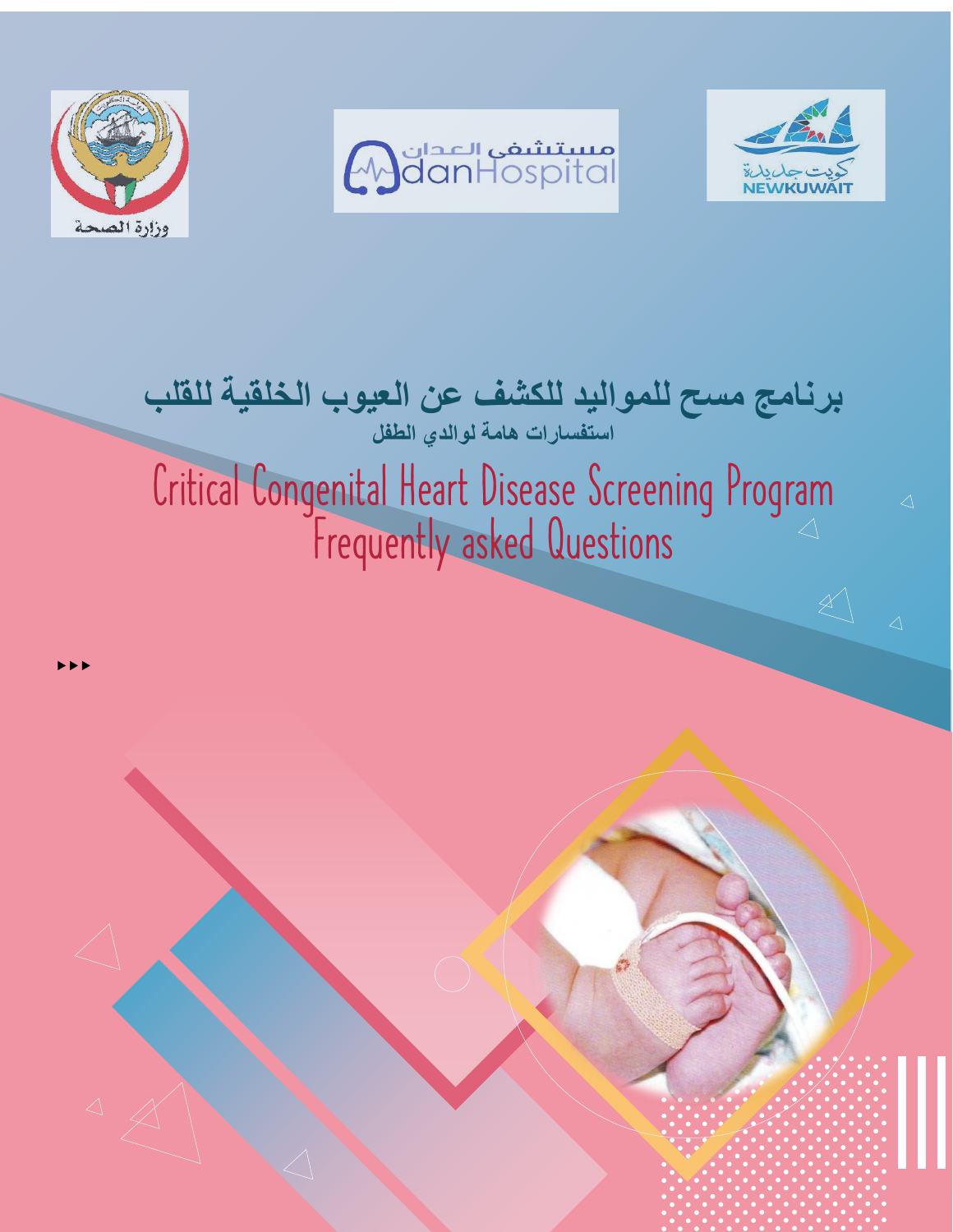وزارة الصحة

مستشفى العدان
AdanHospital

كويت جديدة
NEWKUWAIT

# برنامج مسح للمواليد للكشف عن العيوب الخلقية للقلب

**استفسارات هامة لوالدي الطفل**

# Critical Congenital Heart Disease Screening Program
## Frequently asked Questions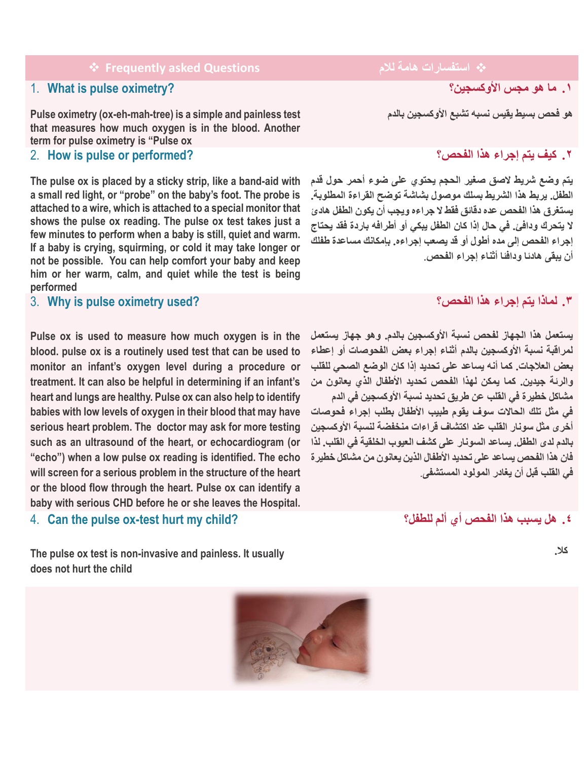## ❖ Frequently asked Questions

## ❖ استفسارات هامة للام

### 1. What is pulse oximetry?

Pulse oximetry (ox-eh-mah-tree) is a simple and painless test that measures how much oxygen is in the blood. Another term for pulse oximetry is "Pulse ox

### ١. ما هو مجس الأوكسجين؟

هو فحص بسيط يقيس نسبه تشبع الأوكسجين بالدم

### 2. How is pulse or performed?

The pulse ox is placed by a sticky strip, like a band-aid with a small red light, or "probe" on the baby's foot. The probe is attached to a wire, which is attached to a special monitor that shows the pulse ox reading. The pulse ox test takes just a few minutes to perform when a baby is still, quiet and warm. If a baby is crying, squirming, or cold it may take longer or not be possible. You can help comfort your baby and keep him or her warm, calm, and quiet while the test is being performed

### ٢. كيف يتم إجراء هذا الفحص؟

يتم وضع شريط لاصق صغير الحجم يحتوي على ضوء أحمر حول قدم الطفل. يربط هذا الشريط بسلك موصول بشاشة توضح القراءة المطلوبة. يستغرق هذا الفحص عده دقائق فقط لا جراءه ويجب أن يكون الطفل هادئ لا يتحرك ودافئ. في حال إذا كان الطفل يبكي أو أطرافه باردة فقد يحتاج إجراء الفحص إلى مده أطول أو قد يصعب إجراءه. بإمكانك مساعدة طفلك أن يبقى هادئا ودافئا أثناء إجراء الفحص.

### 3. Why is pulse oximetry used?

Pulse ox is used to measure how much oxygen is in the blood. pulse ox is a routinely used test that can be used to monitor an infant's oxygen level during a procedure or treatment. It can also be helpful in determining if an infant's heart and lungs are healthy. Pulse ox can also help to identify babies with low levels of oxygen in their blood that may have serious heart problem. The doctor may ask for more testing such as an ultrasound of the heart, or echocardiogram (or "echo") when a low pulse ox reading is identified. The echo will screen for a serious problem in the structure of the heart or the blood flow through the heart. Pulse ox can identify a baby with serious CHD before he or she leaves the Hospital.

### ٣. لماذا يتم إجراء هذا الفحص؟

يستعمل هذا الجهاز لفحص نسبة الأوكسجين بالدم. وهو جهاز يستعمل لمراقبة نسبة الأوكسجين بالدم أثناء إجراء بعض الفحوصات أو إعطاء بعض العلاجات. كما أنه يساعد على تحديد إذا كان الوضع الصحي للقلب والرئة جيدين. كما يمكن لهذا الفحص تحديد الأطفال الذي يعانون من مشاكل خطيرة في القلب عن طريق تحديد نسبة الأوكسجين في الدم في مثل تلك الحالات سوف يقوم طبيب الأطفال بطلب إجراء فحوصات أخرى مثل سونار القلب عند اكتشاف قراءات منخفضة لنسبة الأوكسجين بالدم لدى الطفل. يساعد السونار على كشف العيوب الخلقية في القلب. لذا فان هذا الفحص يساعد على تحديد الأطفال الذين يعانون من مشاكل خطيرة في القلب قبل أن يغادر المولود المستشفى.

### 4. Can the pulse ox-test hurt my child?

The pulse ox test is non-invasive and painless. It usually does not hurt the child

### ٤. هل يسبب هذا الفحص أي ألم للطفل؟

كلا.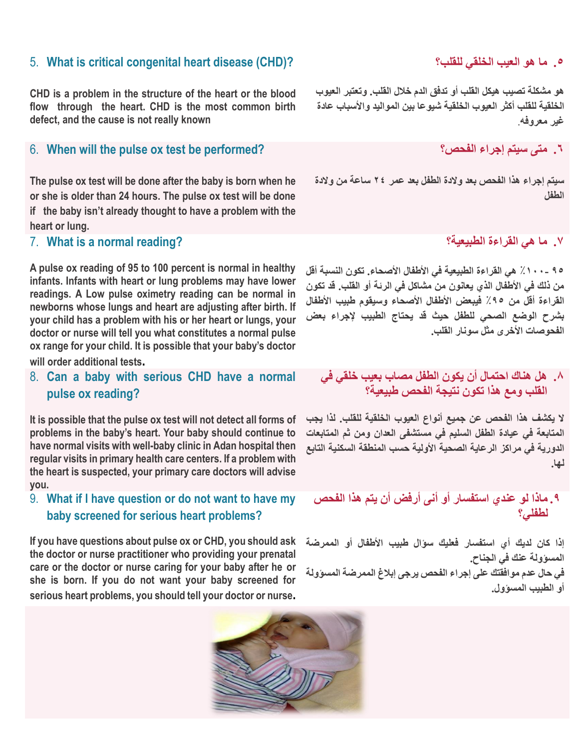## 5. What is critical congenital heart disease (CHD)?

CHD is a problem in the structure of the heart or the blood flow through the heart. CHD is the most common birth defect, and the cause is not really known

## ٥. ما هو العيب الخلقي للقلب؟

هو مشكلة تصيب هيكل القلب أو تدفق الدم خلال القلب. وتعتبر العيوب الخلقية للقلب أكثر العيوب الخلقية شيوعا بين المواليد والأسباب عادة غير معروفه.

## 6. When will the pulse ox test be performed?

The pulse ox test will be done after the baby is born when he or she is older than 24 hours. The pulse ox test will be done if the baby isn't already thought to have a problem with the heart or lung.

## ٦. متى سيتم إجراء الفحص؟

سيتم إجراء هذا الفحص بعد ولادة الطفل بعد عمر ٢٤ ساعة من ولادة الطفل

## 7. What is a normal reading?

A pulse ox reading of 95 to 100 percent is normal in healthy infants. Infants with heart or lung problems may have lower readings. A Low pulse oximetry reading can be normal in newborns whose lungs and heart are adjusting after birth. If your child has a problem with his or her heart or lungs, your doctor or nurse will tell you what constitutes a normal pulse ox range for your child. It is possible that your baby's doctor will order additional tests.

## ٧. ما هي القراءة الطبيعية؟

٩٥ - ١٠٠٪ هي القراءة الطبيعية في الأطفال الأصحاء. تكون النسبة أقل من ذلك في الأطفال الذي يعانون من مشاكل في الرئة أو القلب. قد تكون القراءة أقل من ٩٥٪ فيبعض الأطفال الأصحاء وسيقوم طبيب الأطفال بشرح الوضع الصحي للطفل حيث قد يحتاج الطبيب لإجراء بعض الفحوصات الأخرى مثل سونار القلب.

## 8. Can a baby with serious CHD have a normal pulse ox reading?

It is possible that the pulse ox test will not detect all forms of problems in the baby's heart. Your baby should continue to have normal visits with well-baby clinic in Adan hospital then regular visits in primary health care centers. If a problem with the heart is suspected, your primary care doctors will advise you.

## ٨. هل هناك احتمال أن يكون الطفل مصاب بعيب خلقي في القلب ومع هذا تكون نتيجة الفحص طبيعية؟

لا يكشف هذا الفحص عن جميع أنواع العيوب الخلقية للقلب. لذا يجب المتابعة في عيادة الطفل السليم في مستشفى العدان ومن ثم المتابعات الدورية في مراكز الرعاية الصحية الأولية حسب المنطقة السكنية التابع لها.

## 9. What if I have question or do not want to have my baby screened for serious heart problems?

If you have questions about pulse ox or CHD, you should ask the doctor or nurse practitioner who providing your prenatal care or the doctor or nurse caring for your baby after he or she is born. If you do not want your baby screened for serious heart problems, you should tell your doctor or nurse.

## ٩. ماذا لو عندي استفسار أو أني أرفض أن يتم هذا الفحص لطفلي؟

إذا كان لديك أي استفسار فعليك سؤال طبيب الأطفال أو الممرضة المسؤولة عنك في الجناح.

في حال عدم موافقتك على إجراء الفحص يرجى إبلاغ الممرضة المسؤولة أو الطبيب المسؤول.